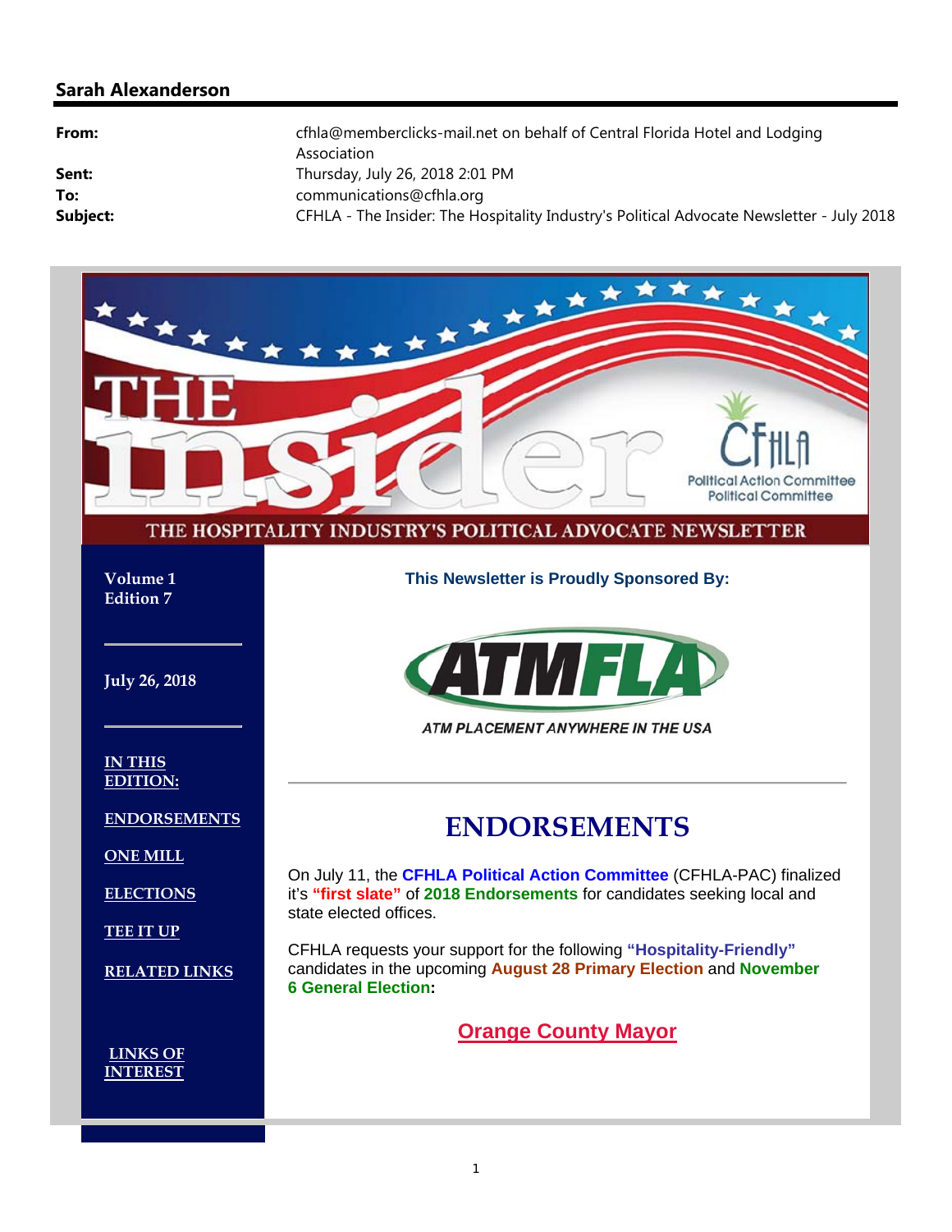## Sarah Alexanderson

**From:** cfhla@memberclicks-mail.net on behalf of Central Florida Hotel and Lodging Association
**Sent:** Thursday, July 26, 2018 2:01 PM
**To:** communications@cfhla.org
**Subject:** CFHLA - The Insider: The Hospitality Industry's Political Advocate Newsletter - July 2018

# THE insider

CFHLA Political Action Committee Political Committee

THE HOSPITALITY INDUSTRY'S POLITICAL ADVOCATE NEWSLETTER

**Volume 1**
**Edition 7**

**July 26, 2018**

**IN THIS EDITION:**

- ENDORSEMENTS
- ONE MILL
- ELECTIONS
- TEE IT UP
- RELATED LINKS

**LINKS OF INTEREST**

**This Newsletter is Proudly Sponsored By:**

ATMFLA

*ATM PLACEMENT ANYWHERE IN THE USA*

---

# ENDORSEMENTS

On July 11, the **CFHLA Political Action Committee** (CFHLA-PAC) finalized it's **"first slate"** of **2018 Endorsements** for candidates seeking local and state elected offices.

CFHLA requests your support for the following **"Hospitality-Friendly"** candidates in the upcoming **August 28 Primary Election** and **November 6 General Election:**

## Orange County Mayor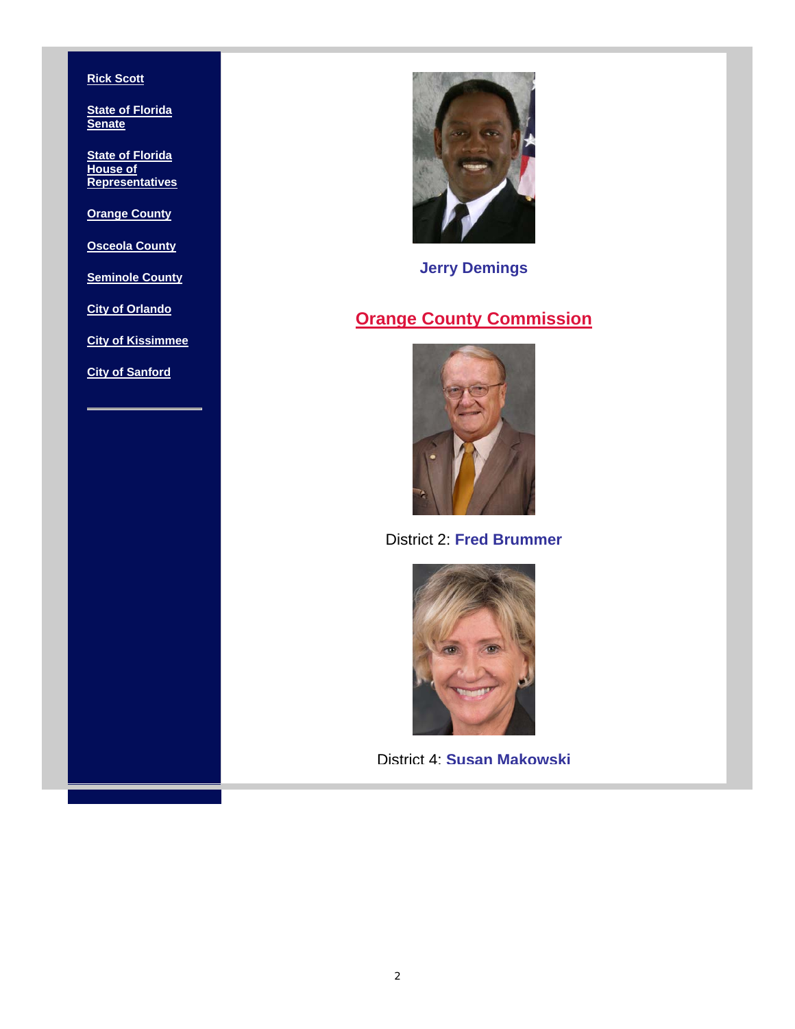- Rick Scott
- State of Florida Senate
- State of Florida House of Representatives
- Orange County
- Osceola County
- Seminole County
- City of Orlando
- City of Kissimmee
- City of Sanford

**Jerry Demings**

## Orange County Commission

District 2: **Fred Brummer**

District 4: **Susan Makowski**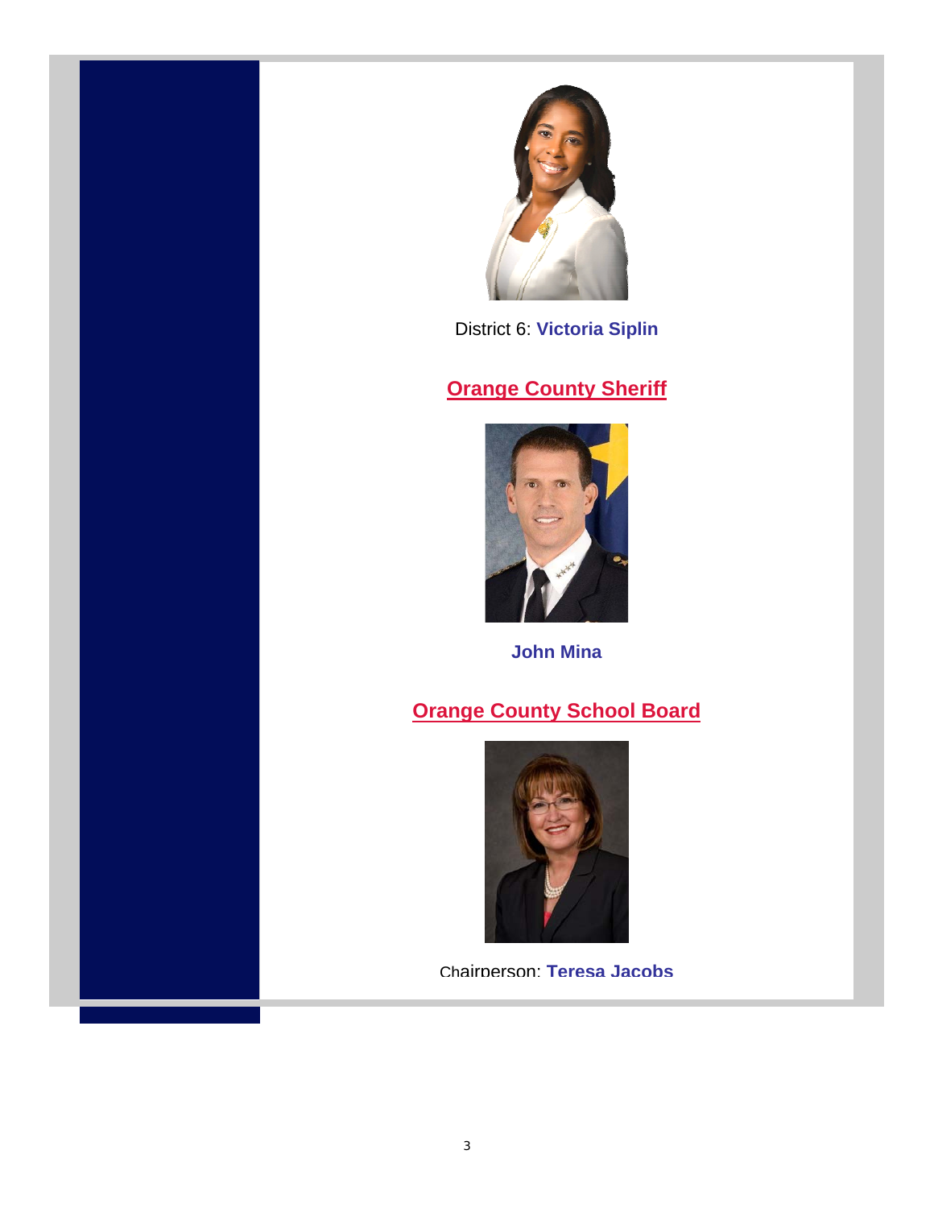District 6: **Victoria Siplin**

## Orange County Sheriff

**John Mina**

## Orange County School Board

Chairperson: **Teresa Jacobs**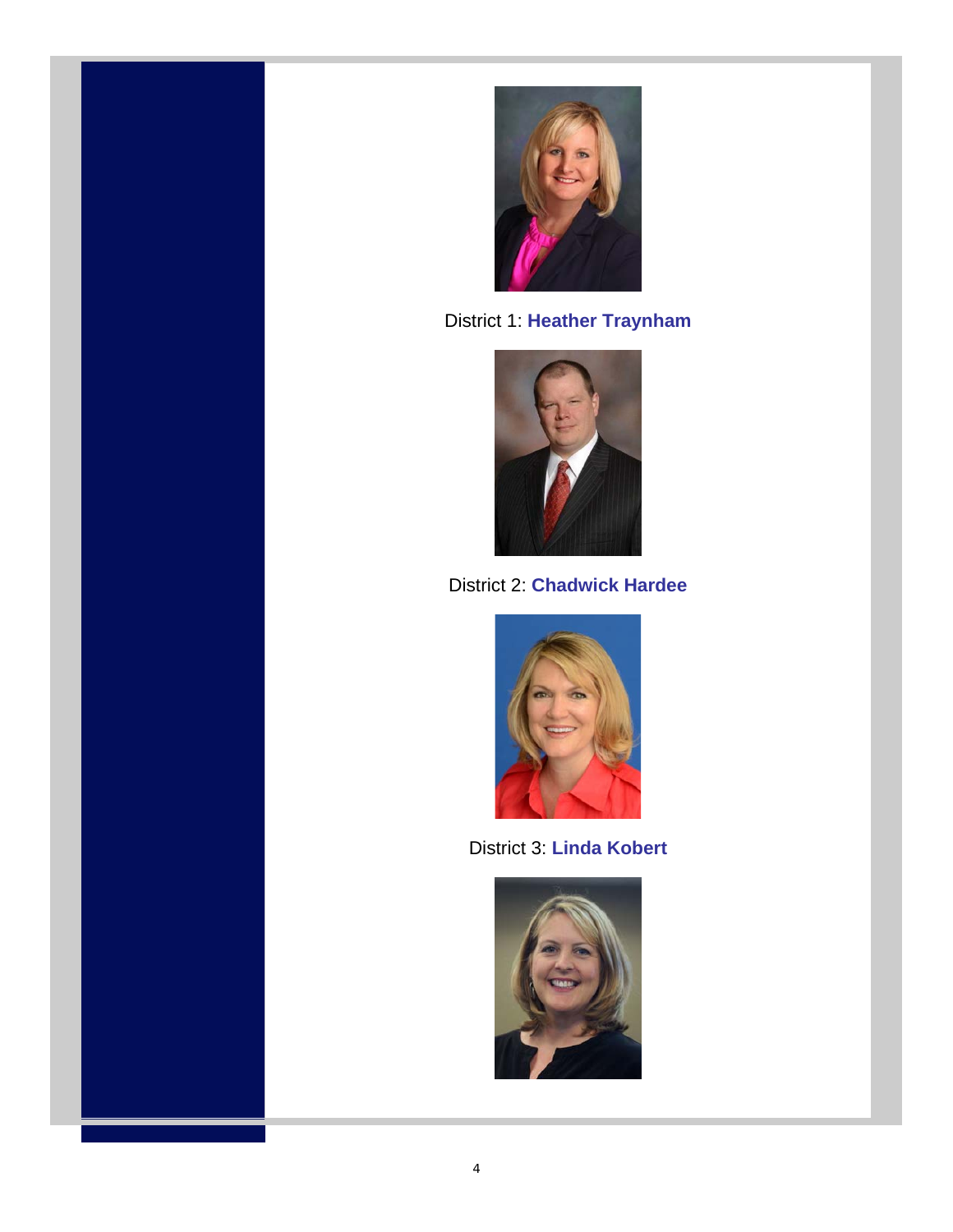District 1: **Heather Traynham**

District 2: **Chadwick Hardee**

District 3: **Linda Kobert**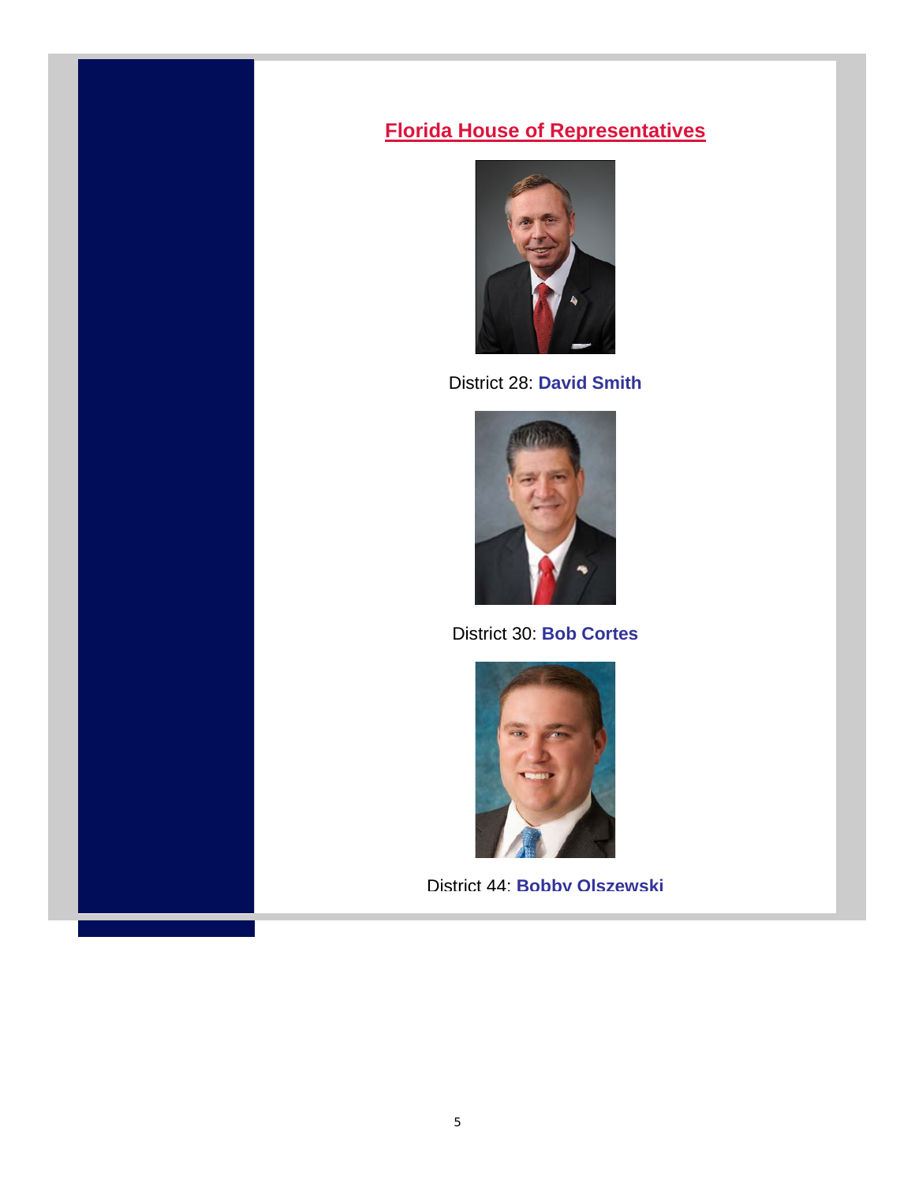## Florida House of Representatives

District 28: **David Smith**

District 30: **Bob Cortes**

District 44: **Bobby Olszewski**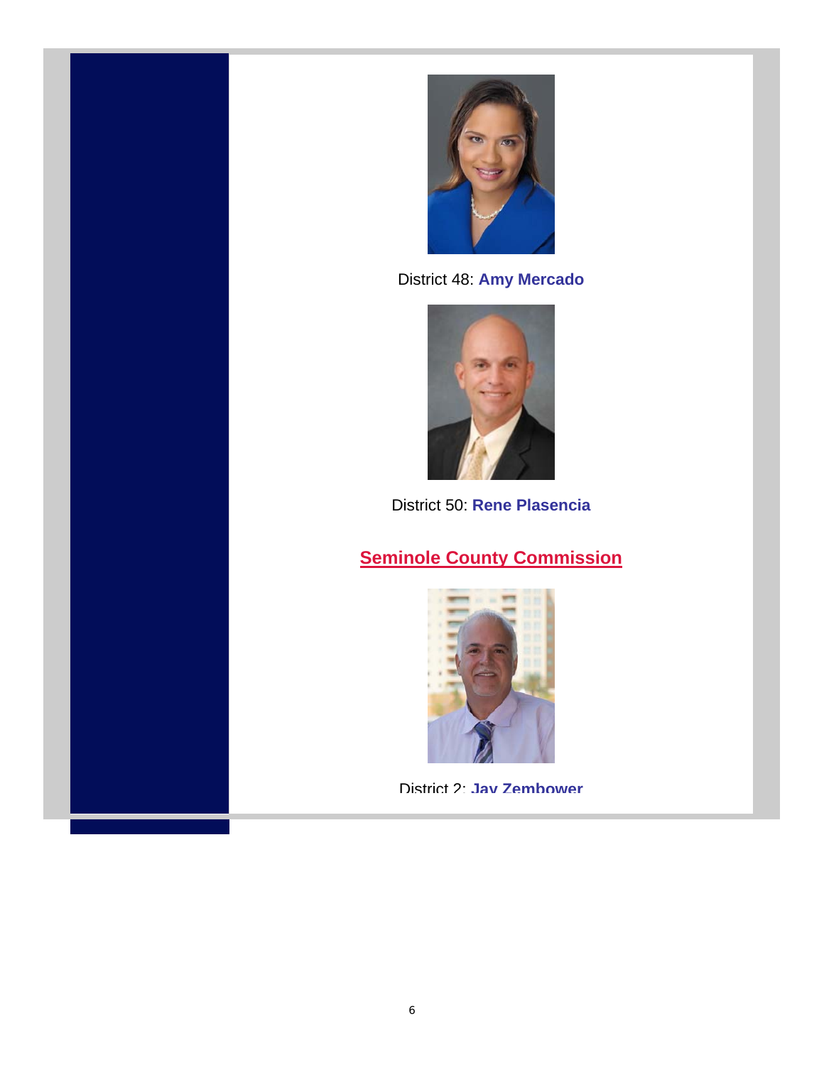District 48: **Amy Mercado**

District 50: **Rene Plasencia**

## Seminole County Commission

District 2: **Jay Zembower**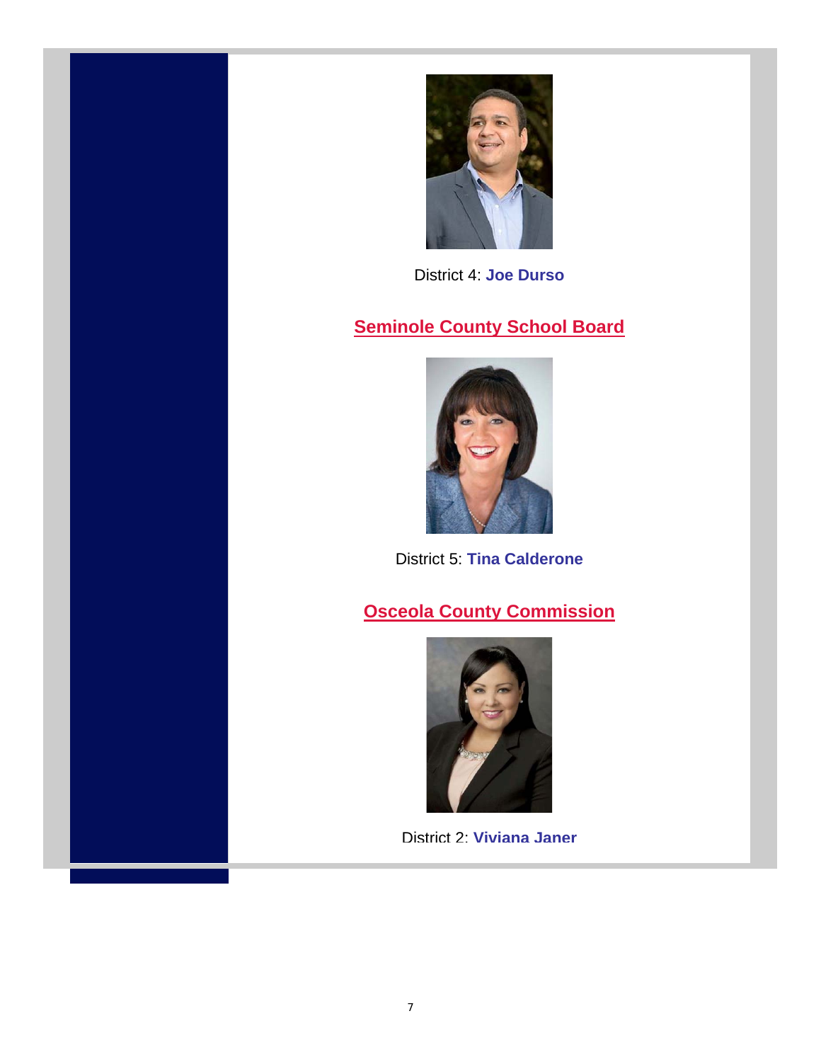District 4: **Joe Durso**

## Seminole County School Board

District 5: **Tina Calderone**

## Osceola County Commission

District 2: **Viviana Janer**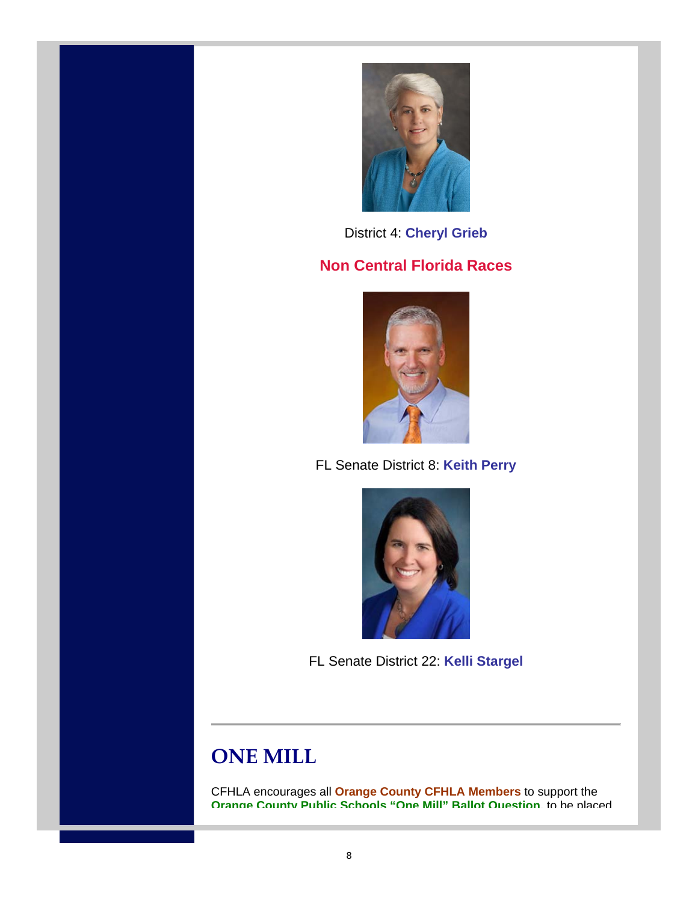District 4: **Cheryl Grieb**

## Non Central Florida Races

FL Senate District 8: **Keith Perry**

FL Senate District 22: **Kelli Stargel**

---

# ONE MILL

CFHLA encourages all **Orange County CFHLA Members** to support the **Orange County Public Schools "One Mill" Ballot Question** to be placed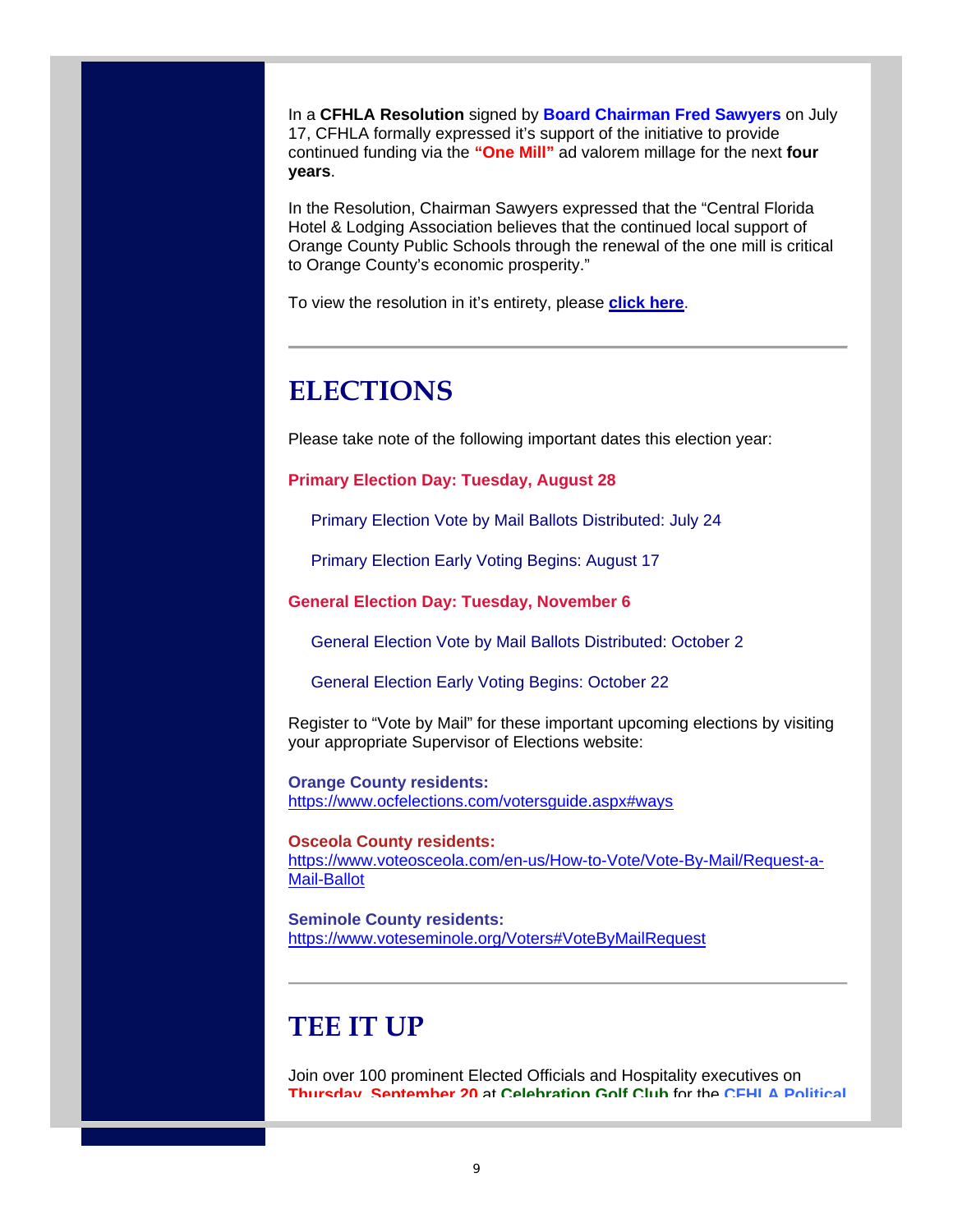In a **CFHLA Resolution** signed by **Board Chairman Fred Sawyers** on July 17, CFHLA formally expressed it's support of the initiative to provide continued funding via the **"One Mill"** ad valorem millage for the next **four years**.

In the Resolution, Chairman Sawyers expressed that the "Central Florida Hotel & Lodging Association believes that the continued local support of Orange County Public Schools through the renewal of the one mill is critical to Orange County's economic prosperity."

To view the resolution in it's entirety, please **click here**.

---

## ELECTIONS

Please take note of the following important dates this election year:

**Primary Election Day: Tuesday, August 28**

Primary Election Vote by Mail Ballots Distributed: July 24

Primary Election Early Voting Begins: August 17

**General Election Day: Tuesday, November 6**

General Election Vote by Mail Ballots Distributed: October 2

General Election Early Voting Begins: October 22

Register to "Vote by Mail" for these important upcoming elections by visiting your appropriate Supervisor of Elections website:

**Orange County residents:**
https://www.ocfelections.com/votersguide.aspx#ways

**Osceola County residents:**
https://www.voteosceola.com/en-us/How-to-Vote/Vote-By-Mail/Request-a-Mail-Ballot

**Seminole County residents:**
https://www.voteseminole.org/Voters#VoteByMailRequest

---

## TEE IT UP

Join over 100 prominent Elected Officials and Hospitality executives on **Thursday, September 20** at **Celebration Golf Club** for the **CFHLA Political**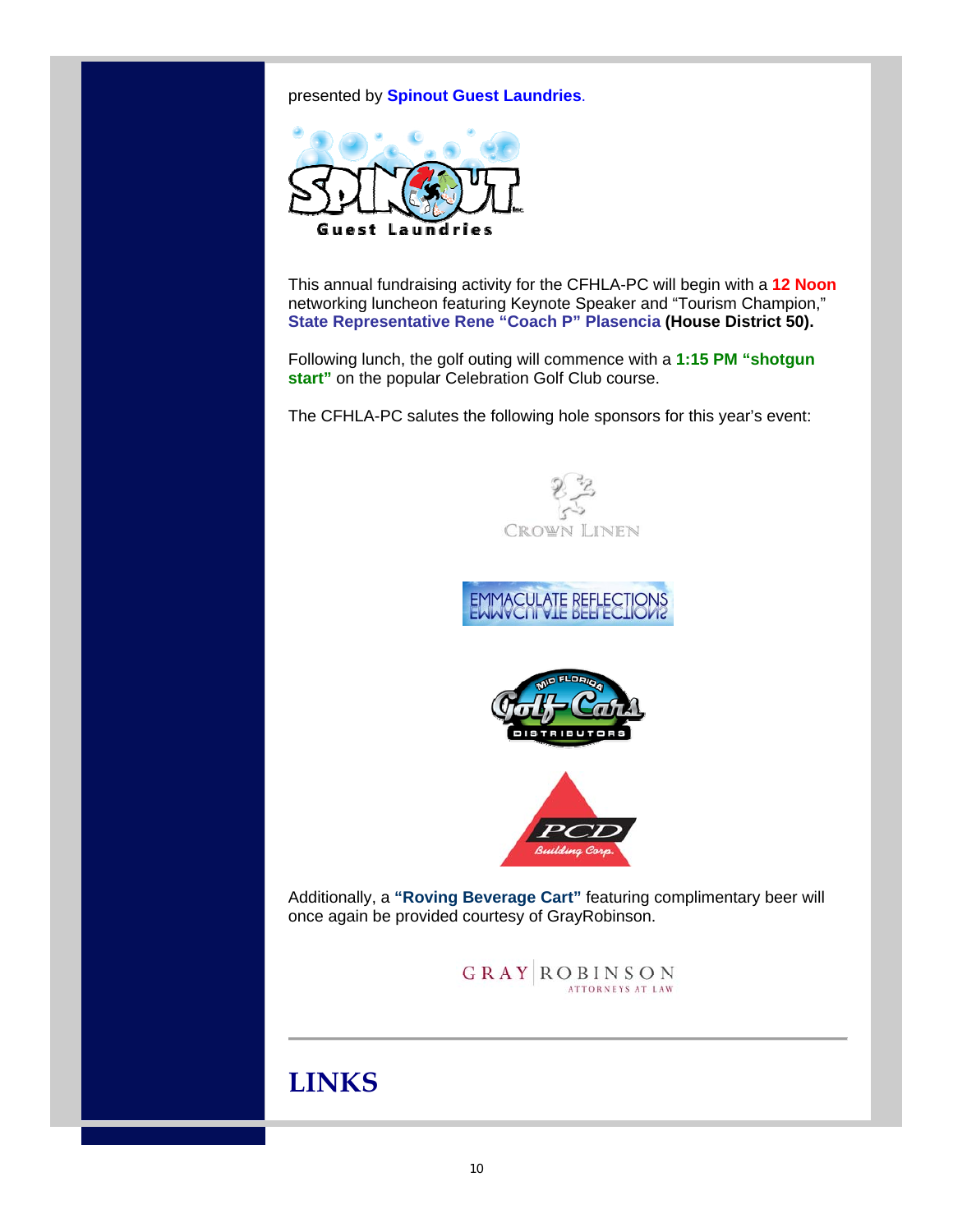presented by **Spinout Guest Laundries**.

This annual fundraising activity for the CFHLA-PC will begin with a **12 Noon** networking luncheon featuring Keynote Speaker and "Tourism Champion," **State Representative Rene "Coach P" Plasencia (House District 50).**

Following lunch, the golf outing will commence with a **1:15 PM "shotgun start"** on the popular Celebration Golf Club course.

The CFHLA-PC salutes the following hole sponsors for this year's event:

Additionally, a **"Roving Beverage Cart"** featuring complimentary beer will once again be provided courtesy of GrayRobinson.

---

# LINKS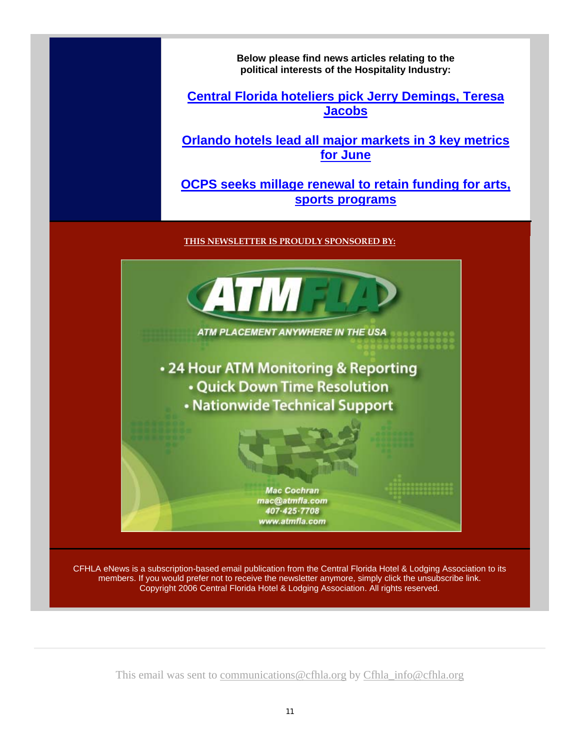**Below please find news articles relating to the political interests of the Hospitality Industry:**

**[Central Florida hoteliers pick Jerry Demings, Teresa Jacobs]**

**[Orlando hotels lead all major markets in 3 key metrics for June]**

**[OCPS seeks millage renewal to retain funding for arts, sports programs]**

**THIS NEWSLETTER IS PROUDLY SPONSORED BY:**

ATMFLA

ATM PLACEMENT ANYWHERE IN THE USA

- 24 Hour ATM Monitoring & Reporting
- Quick Down Time Resolution
- Nationwide Technical Support

Mac Cochran
mac@atmfla.com
407-425-7708
www.atmfla.com

CFHLA eNews is a subscription-based email publication from the Central Florida Hotel & Lodging Association to its members. If you would prefer not to receive the newsletter anymore, simply click the unsubscribe link. Copyright 2006 Central Florida Hotel & Lodging Association. All rights reserved.

This email was sent to communications@cfhla.org by Cfhla_info@cfhla.org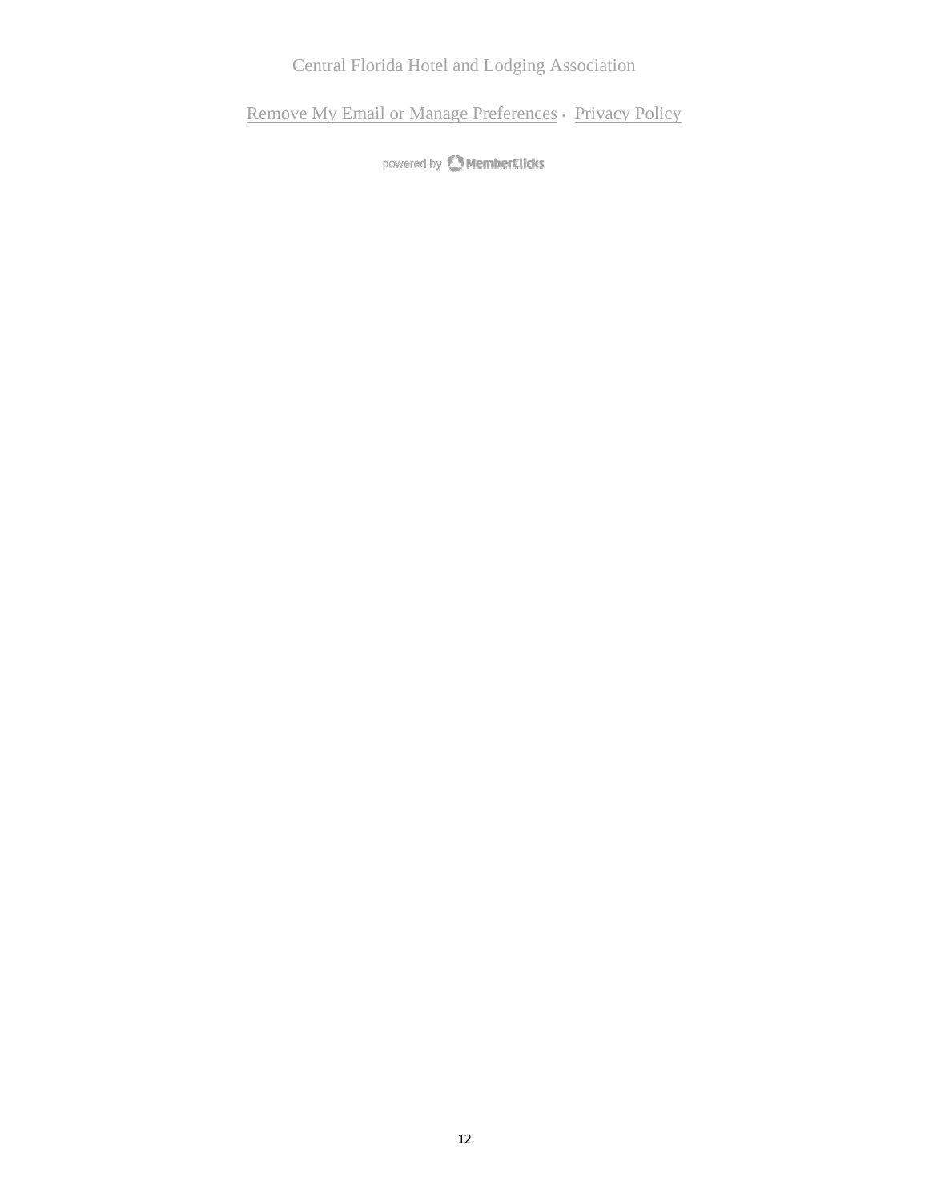Central Florida Hotel and Lodging Association

Remove My Email or Manage Preferences · Privacy Policy

powered by MemberClicks